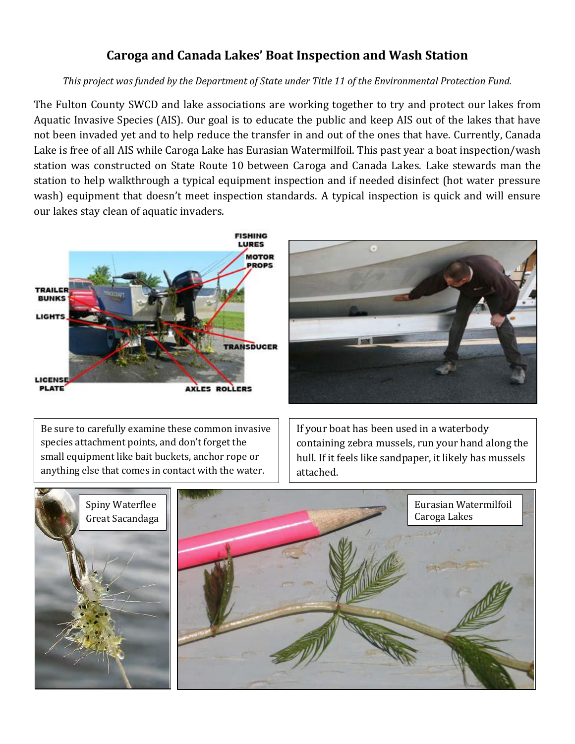# Caroga and Canada Lakes' Boat Inspection and Wash Station

*This project was funded by the Department of State under Title 11 of the Environmental Protection Fund.*

The Fulton County SWCD and lake associations are working together to try and protect our lakes from Aquatic Invasive Species (AIS). Our goal is to educate the public and keep AIS out of the lakes that have not been invaded yet and to help reduce the transfer in and out of the ones that have. Currently, Canada Lake is free of all AIS while Caroga Lake has Eurasian Watermilfoil. This past year a boat inspection/wash station was constructed on State Route 10 between Caroga and Canada Lakes. Lake stewards man the station to help walkthrough a typical equipment inspection and if needed disinfect (hot water pressure wash) equipment that doesn't meet inspection standards. A typical inspection is quick and will ensure our lakes stay clean of aquatic invaders.

FISHING LURES, MOTOR PROPS, TRAILER BUNKS, LIGHTS, TRANSDUCER, LICENSE PLATE, AXLES, ROLLERS

Be sure to carefully examine these common invasive species attachment points, and don't forget the small equipment like bait buckets, anchor rope or anything else that comes in contact with the water.

If your boat has been used in a waterbody containing zebra mussels, run your hand along the hull. If it feels like sandpaper, it likely has mussels attached.

Spiny Waterflee
Great Sacandaga

Eurasian Watermilfoil
Caroga Lakes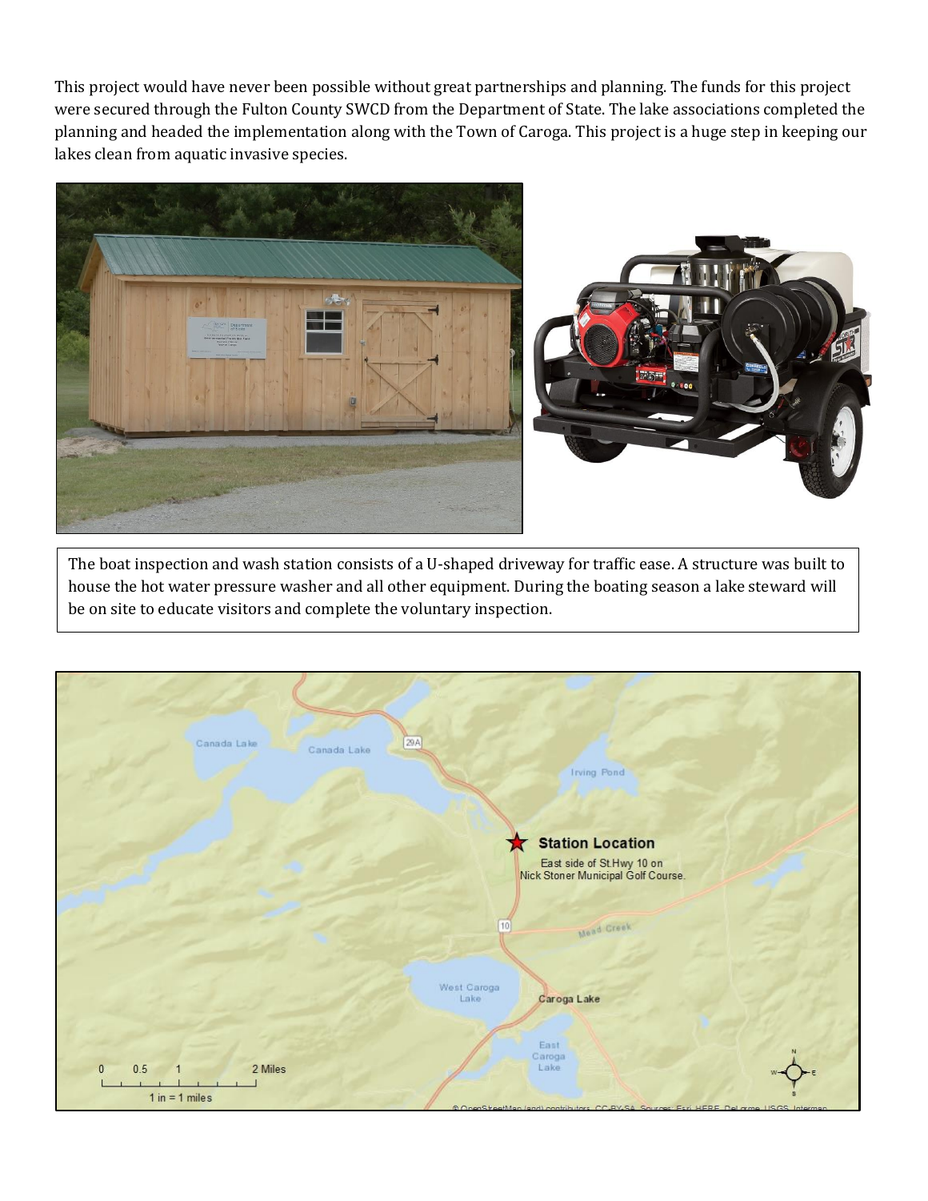This project would have never been possible without great partnerships and planning. The funds for this project were secured through the Fulton County SWCD from the Department of State. The lake associations completed the planning and headed the implementation along with the Town of Caroga. This project is a huge step in keeping our lakes clean from aquatic invasive species.

The boat inspection and wash station consists of a U-shaped driveway for traffic ease. A structure was built to house the hot water pressure washer and all other equipment. During the boating season a lake steward will be on site to educate visitors and complete the voluntary inspection.

Canada Lake

Canada Lake

29A

Irving Pond

**Station Location**

East side of St.Hwy 10 on
Nick Stoner Municipal Golf Course.

10

Mead Creek

West Caroga Lake

Caroga Lake

East Caroga Lake

0 0.5 1 2 Miles

1 in = 1 miles

N W E S

© OpenStreetMap (and) contributors, CC-BY-SA, Sources: Esri, HERE, DeLorme, USGS, Intermap